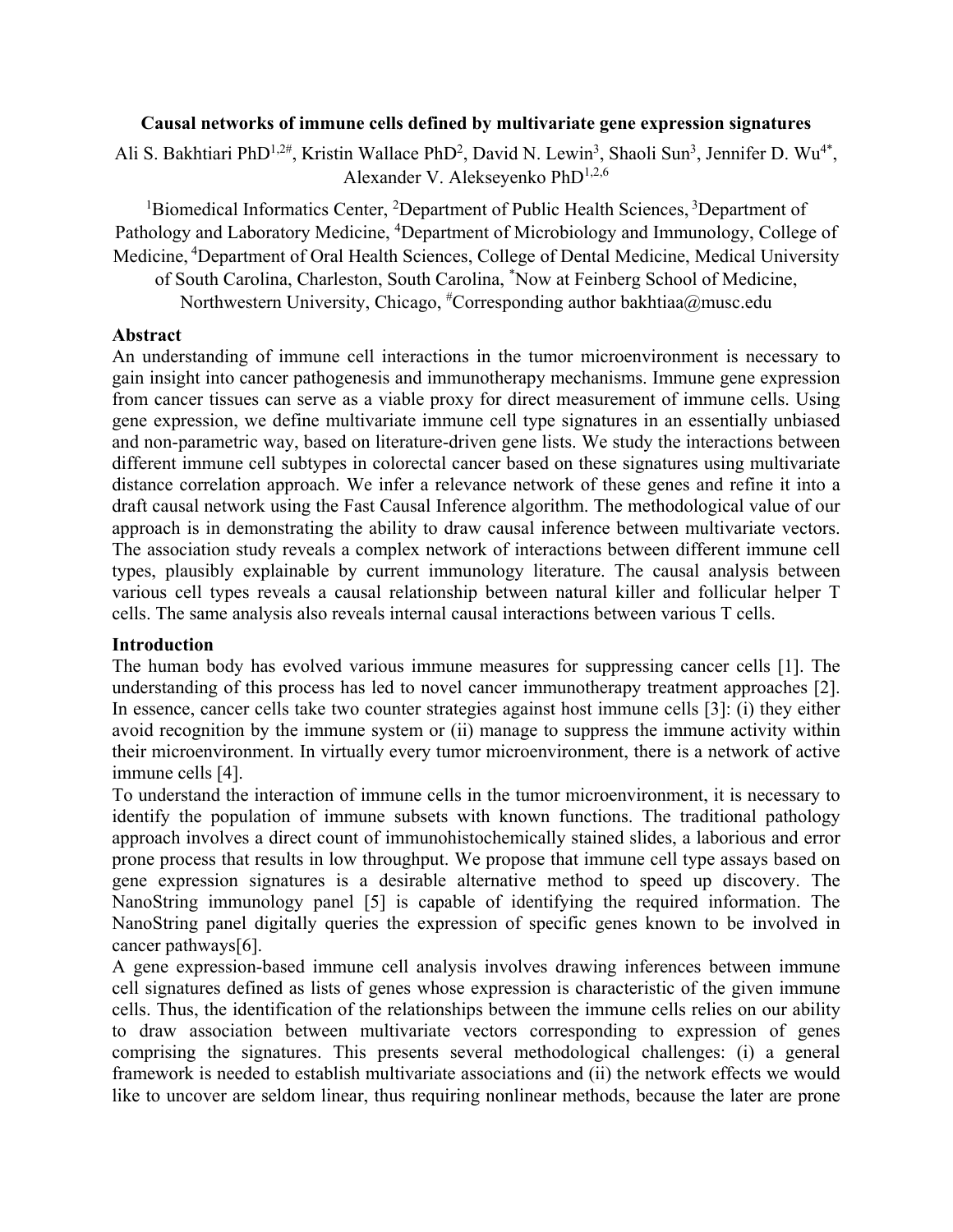# Causal networks of immune cells defined by multivariate gene expression signatures

Ali S. Bakhtiari PhD[1,2#], Kristin Wallace PhD[2], David N. Lewin[3], Shaoli Sun[3], Jennifer D. Wu[4*], Alexander V. Alekseyenko PhD[1,2,6]

[1]Biomedical Informatics Center, [2]Department of Public Health Sciences, [3]Department of Pathology and Laboratory Medicine, [4]Department of Microbiology and Immunology, College of Medicine, [4]Department of Oral Health Sciences, College of Dental Medicine, Medical University of South Carolina, Charleston, South Carolina, [*]Now at Feinberg School of Medicine, Northwestern University, Chicago, [#]Corresponding author bakhtiaa@musc.edu

## Abstract

An understanding of immune cell interactions in the tumor microenvironment is necessary to gain insight into cancer pathogenesis and immunotherapy mechanisms. Immune gene expression from cancer tissues can serve as a viable proxy for direct measurement of immune cells. Using gene expression, we define multivariate immune cell type signatures in an essentially unbiased and non-parametric way, based on literature-driven gene lists. We study the interactions between different immune cell subtypes in colorectal cancer based on these signatures using multivariate distance correlation approach. We infer a relevance network of these genes and refine it into a draft causal network using the Fast Causal Inference algorithm. The methodological value of our approach is in demonstrating the ability to draw causal inference between multivariate vectors. The association study reveals a complex network of interactions between different immune cell types, plausibly explainable by current immunology literature. The causal analysis between various cell types reveals a causal relationship between natural killer and follicular helper T cells. The same analysis also reveals internal causal interactions between various T cells.

## Introduction

The human body has evolved various immune measures for suppressing cancer cells [1]. The understanding of this process has led to novel cancer immunotherapy treatment approaches [2]. In essence, cancer cells take two counter strategies against host immune cells [3]: (i) they either avoid recognition by the immune system or (ii) manage to suppress the immune activity within their microenvironment. In virtually every tumor microenvironment, there is a network of active immune cells [4].

To understand the interaction of immune cells in the tumor microenvironment, it is necessary to identify the population of immune subsets with known functions. The traditional pathology approach involves a direct count of immunohistochemically stained slides, a laborious and error prone process that results in low throughput. We propose that immune cell type assays based on gene expression signatures is a desirable alternative method to speed up discovery. The NanoString immunology panel [5] is capable of identifying the required information. The NanoString panel digitally queries the expression of specific genes known to be involved in cancer pathways[6].

A gene expression-based immune cell analysis involves drawing inferences between immune cell signatures defined as lists of genes whose expression is characteristic of the given immune cells. Thus, the identification of the relationships between the immune cells relies on our ability to draw association between multivariate vectors corresponding to expression of genes comprising the signatures. This presents several methodological challenges: (i) a general framework is needed to establish multivariate associations and (ii) the network effects we would like to uncover are seldom linear, thus requiring nonlinear methods, because the later are prone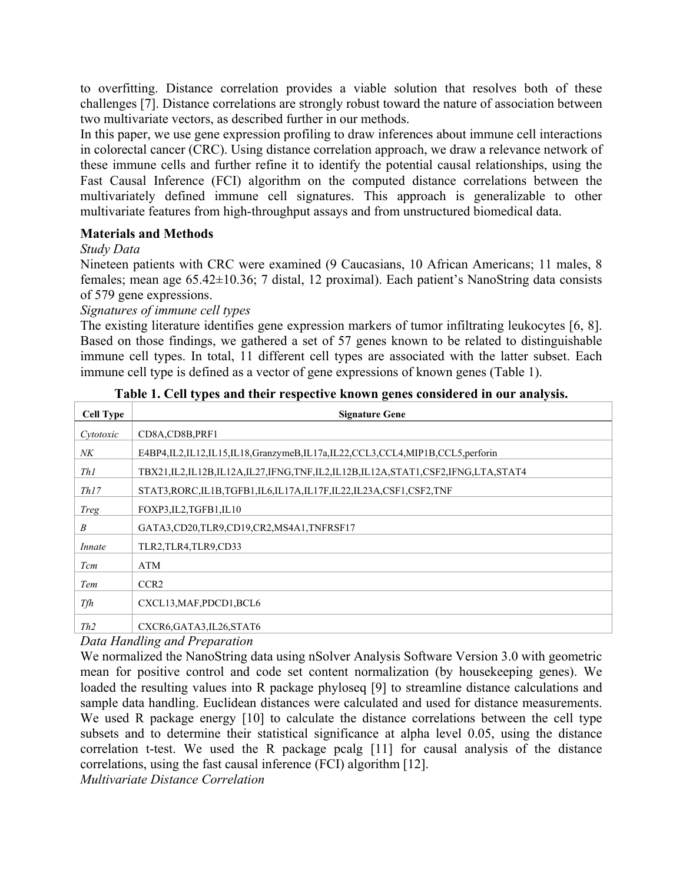to overfitting. Distance correlation provides a viable solution that resolves both of these challenges [7]. Distance correlations are strongly robust toward the nature of association between two multivariate vectors, as described further in our methods.

In this paper, we use gene expression profiling to draw inferences about immune cell interactions in colorectal cancer (CRC). Using distance correlation approach, we draw a relevance network of these immune cells and further refine it to identify the potential causal relationships, using the Fast Causal Inference (FCI) algorithm on the computed distance correlations between the multivariately defined immune cell signatures. This approach is generalizable to other multivariate features from high-throughput assays and from unstructured biomedical data.

## Materials and Methods

### *Study Data*

Nineteen patients with CRC were examined (9 Caucasians, 10 African Americans; 11 males, 8 females; mean age 65.42±10.36; 7 distal, 12 proximal). Each patient's NanoString data consists of 579 gene expressions.

### *Signatures of immune cell types*

The existing literature identifies gene expression markers of tumor infiltrating leukocytes [6, 8]. Based on those findings, we gathered a set of 57 genes known to be related to distinguishable immune cell types. In total, 11 different cell types are associated with the latter subset. Each immune cell type is defined as a vector of gene expressions of known genes (Table 1).

**Table 1. Cell types and their respective known genes considered in our analysis.**

| Cell Type | Signature Gene |
|---|---|
| *Cytotoxic* | CD8A,CD8B,PRF1 |
| *NK* | E4BP4,IL2,IL12,IL15,IL18,GranzymeB,IL17a,IL22,CCL3,CCL4,MIP1B,CCL5,perforin |
| *Th1* | TBX21,IL2,IL12B,IL12A,IL27,IFNG,TNF,IL2,IL12B,IL12A,STAT1,CSF2,IFNG,LTA,STAT4 |
| *Th17* | STAT3,RORC,IL1B,TGFB1,IL6,IL17A,IL17F,IL22,IL23A,CSF1,CSF2,TNF |
| *Treg* | FOXP3,IL2,TGFB1,IL10 |
| *B* | GATA3,CD20,TLR9,CD19,CR2,MS4A1,TNFRSF17 |
| *Innate* | TLR2,TLR4,TLR9,CD33 |
| *Tcm* | ATM |
| *Tem* | CCR2 |
| *Tfh* | CXCL13,MAF,PDCD1,BCL6 |
| *Th2* | CXCR6,GATA3,IL26,STAT6 |

### *Data Handling and Preparation*

We normalized the NanoString data using nSolver Analysis Software Version 3.0 with geometric mean for positive control and code set content normalization (by housekeeping genes). We loaded the resulting values into R package phyloseq [9] to streamline distance calculations and sample data handling. Euclidean distances were calculated and used for distance measurements. We used R package energy [10] to calculate the distance correlations between the cell type subsets and to determine their statistical significance at alpha level 0.05, using the distance correlation t-test. We used the R package pcalg [11] for causal analysis of the distance correlations, using the fast causal inference (FCI) algorithm [12].

### *Multivariate Distance Correlation*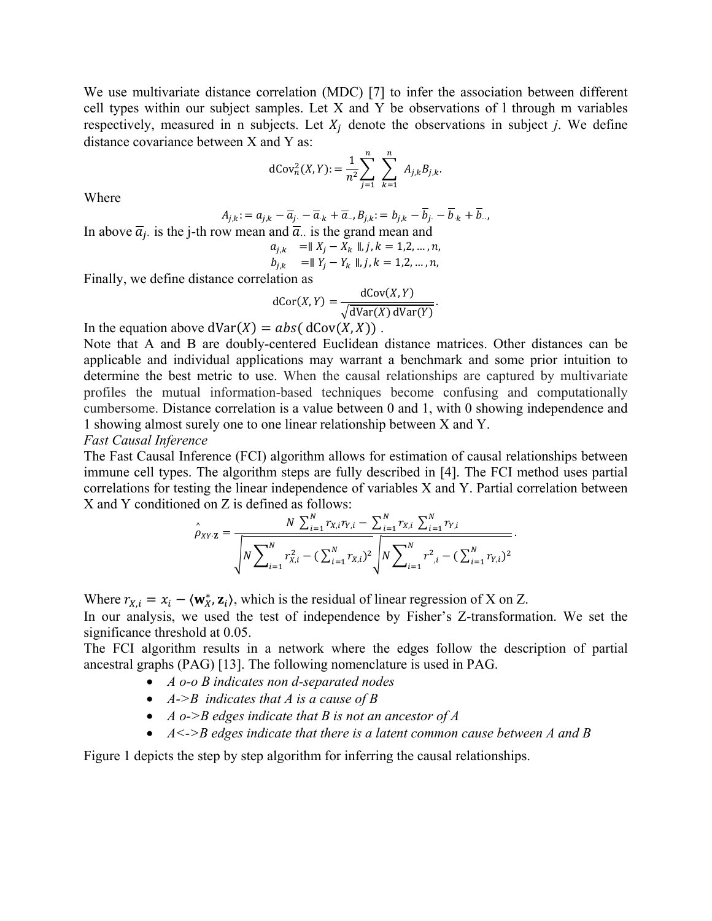We use multivariate distance correlation (MDC) [7] to infer the association between different cell types within our subject samples. Let X and Y be observations of l through m variables respectively, measured in n subjects. Let $X_j$ denote the observations in subject *j*. We define distance covariance between X and Y as:

$$\mathrm{dCov}_n^2(X, Y) := \frac{1}{n^2} \sum_{j=1}^{n} \sum_{k=1}^{n} A_{j,k} B_{j,k}.$$

Where

$$A_{j,k} := a_{j,k} - \overline{a}_{j\cdot} - \overline{a}_{\cdot k} + \overline{a}_{\cdot\cdot}, B_{j,k} := b_{j,k} - \overline{b}_{j\cdot} - \overline{b}_{\cdot k} + \overline{b}_{\cdot\cdot},$$

In above $\overline{a}_{j\cdot}$ is the j-th row mean and $\overline{a}_{\cdot\cdot}$ is the grand mean and

$$a_{j,k} \quad = \| X_j - X_k \|, j, k = 1, 2, \ldots, n,$$

$$b_{j,k} \quad = \| Y_j - Y_k \|, j, k = 1, 2, \ldots, n,$$

Finally, we define distance correlation as

$$\mathrm{dCor}(X, Y) = \frac{\mathrm{dCov}(X, Y)}{\sqrt{\mathrm{dVar}(X)\,\mathrm{dVar}(Y)}}.$$

In the equation above $\mathrm{dVar}(X) = abs(\mathrm{dCov}(X, X))$ .

Note that A and B are doubly-centered Euclidean distance matrices. Other distances can be applicable and individual applications may warrant a benchmark and some prior intuition to determine the best metric to use. When the causal relationships are captured by multivariate profiles the mutual information-based techniques become confusing and computationally cumbersome. Distance correlation is a value between 0 and 1, with 0 showing independence and 1 showing almost surely one to one linear relationship between X and Y.

*Fast Causal Inference*

The Fast Causal Inference (FCI) algorithm allows for estimation of causal relationships between immune cell types. The algorithm steps are fully described in [4]. The FCI method uses partial correlations for testing the linear independence of variables X and Y. Partial correlation between X and Y conditioned on Z is defined as follows:

$$\hat{\rho}_{XY\cdot\mathbf{Z}} = \frac{N \sum_{i=1}^{N} r_{X,i} r_{Y,i} - \sum_{i=1}^{N} r_{X,i} \sum_{i=1}^{N} r_{Y,i}}{\sqrt{N \sum_{i=1}^{N} r_{X,i}^2 - (\sum_{i=1}^{N} r_{X,i})^2} \sqrt{N \sum_{i=1}^{N} r^2{}_{,i} - (\sum_{i=1}^{N} r_{Y,i})^2}}.$$

Where $r_{X,i} = x_i - \langle \mathbf{w}_X^*, \mathbf{z}_i \rangle$, which is the residual of linear regression of X on Z.

In our analysis, we used the test of independence by Fisher's Z-transformation. We set the significance threshold at 0.05.

The FCI algorithm results in a network where the edges follow the description of partial ancestral graphs (PAG) [13]. The following nomenclature is used in PAG.

- *A o-o B indicates non d-separated nodes*
- *A->B indicates that A is a cause of B*
- *A o->B edges indicate that B is not an ancestor of A*
- *A<->B edges indicate that there is a latent common cause between A and B*

Figure 1 depicts the step by step algorithm for inferring the causal relationships.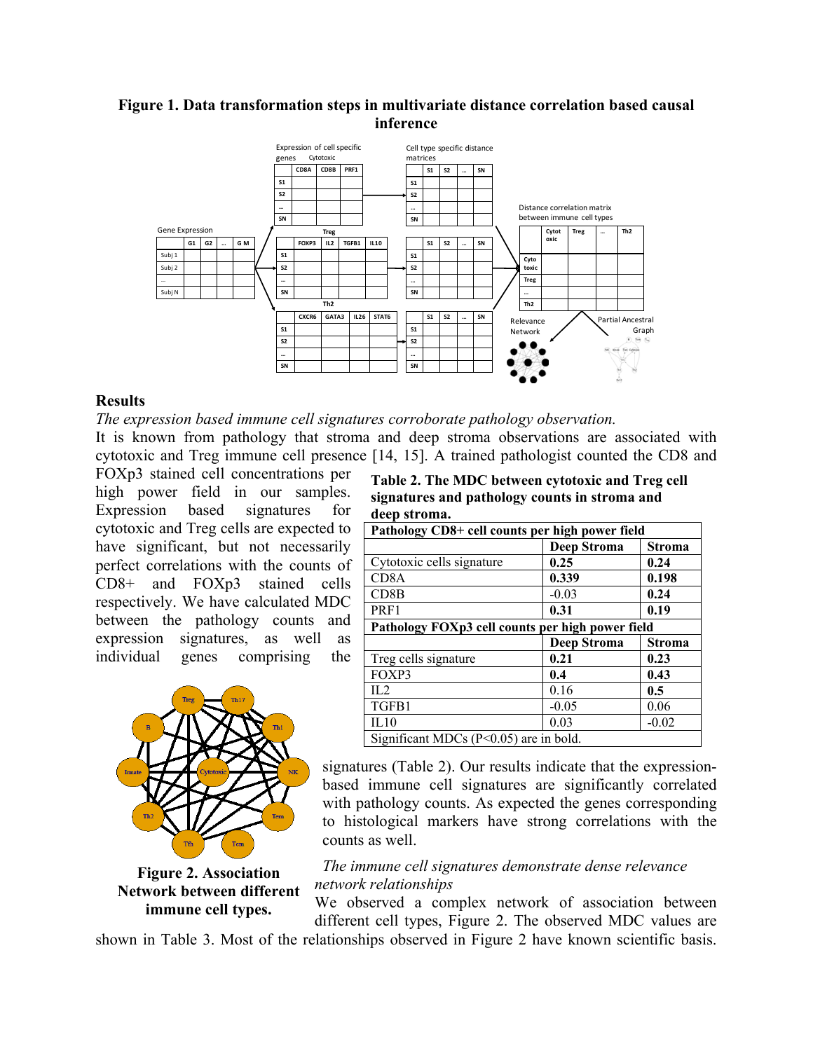**Figure 1. Data transformation steps in multivariate distance correlation based causal inference**

## Results

*The expression based immune cell signatures corroborate pathology observation.*

It is known from pathology that stroma and deep stroma observations are associated with cytotoxic and Treg immune cell presence [14, 15]. A trained pathologist counted the CD8 and FOXp3 stained cell concentrations per high power field in our samples. Expression based signatures for cytotoxic and Treg cells are expected to have significant, but not necessarily perfect correlations with the counts of CD8+ and FOXp3 stained cells respectively. We have calculated MDC between the pathology counts and expression signatures, as well as individual genes comprising the signatures (Table 2). Our results indicate that the expression-based immune cell signatures are significantly correlated with pathology counts. As expected the genes corresponding to histological markers have strong correlations with the counts as well.

**Table 2. The MDC between cytotoxic and Treg cell signatures and pathology counts in stroma and deep stroma.**

| **Pathology CD8+ cell counts per high power field** | | |
|---|---|---|
| | **Deep Stroma** | **Stroma** |
| Cytotoxic cells signature | **0.25** | **0.24** |
| CD8A | **0.339** | **0.198** |
| CD8B | -0.03 | **0.24** |
| PRF1 | **0.31** | **0.19** |
| **Pathology FOXp3 cell counts per high power field** | | |
| | **Deep Stroma** | **Stroma** |
| Treg cells signature | **0.21** | **0.23** |
| FOXP3 | **0.4** | **0.43** |
| IL2 | 0.16 | **0.5** |
| TGFB1 | -0.05 | 0.06 |
| IL10 | 0.03 | -0.02 |

Significant MDCs ($P<0.05$) are in bold.

**Figure 2. Association Network between different immune cell types.**

*The immune cell signatures demonstrate dense relevance network relationships*

We observed a complex network of association between different cell types, Figure 2. The observed MDC values are shown in Table 3. Most of the relationships observed in Figure 2 have known scientific basis.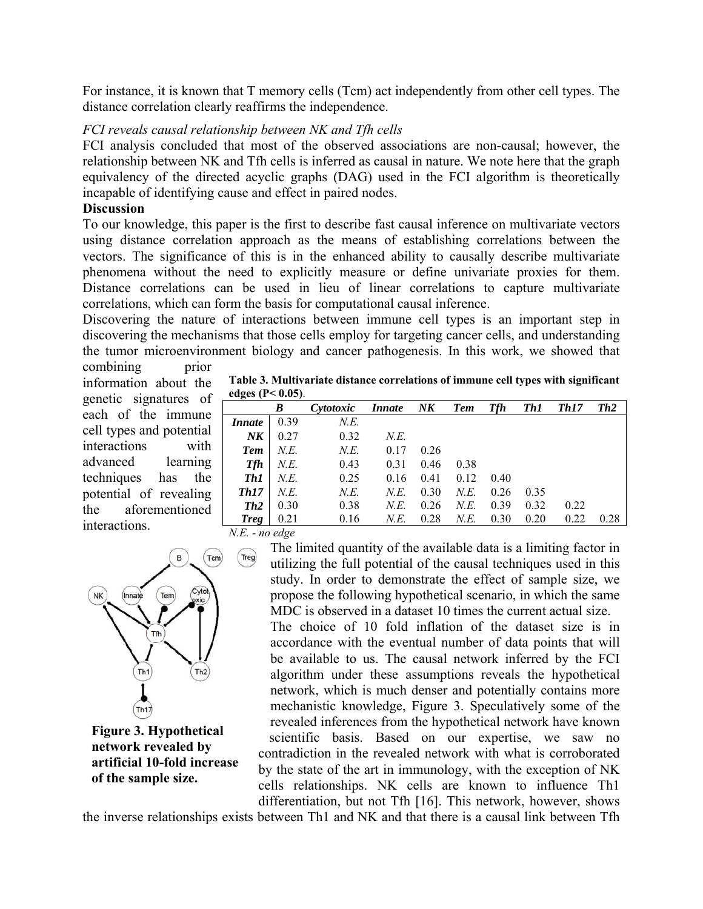For instance, it is known that T memory cells (Tcm) act independently from other cell types. The distance correlation clearly reaffirms the independence.

*FCI reveals causal relationship between NK and Tfh cells*

FCI analysis concluded that most of the observed associations are non-causal; however, the relationship between NK and Tfh cells is inferred as causal in nature. We note here that the graph equivalency of the directed acyclic graphs (DAG) used in the FCI algorithm is theoretically incapable of identifying cause and effect in paired nodes.

**Discussion**

To our knowledge, this paper is the first to describe fast causal inference on multivariate vectors using distance correlation approach as the means of establishing correlations between the vectors. The significance of this is in the enhanced ability to causally describe multivariate phenomena without the need to explicitly measure or define univariate proxies for them. Distance correlations can be used in lieu of linear correlations to capture multivariate correlations, which can form the basis for computational causal inference.

Discovering the nature of interactions between immune cell types is an important step in discovering the mechanisms that those cells employ for targeting cancer cells, and understanding the tumor microenvironment biology and cancer pathogenesis. In this work, we showed that combining prior information about the genetic signatures of each of the immune cell types and potential interactions with advanced learning techniques has the potential of revealing the aforementioned interactions.

**Table 3. Multivariate distance correlations of immune cell types with significant edges ($P < 0.05$).**

| | *B* | *Cytotoxic* | *Innate* | *NK* | *Tem* | *Tfh* | *Th1* | *Th17* | *Th2* |
|---|---|---|---|---|---|---|---|---|---|
| ***Innate*** | 0.39 | *N.E.* | | | | | | | |
| ***NK*** | 0.27 | 0.32 | *N.E.* | | | | | | |
| ***Tem*** | *N.E.* | *N.E.* | 0.17 | 0.26 | | | | | |
| ***Tfh*** | *N.E.* | 0.43 | 0.31 | 0.46 | 0.38 | | | | |
| ***Th1*** | *N.E.* | 0.25 | 0.16 | 0.41 | 0.12 | 0.40 | | | |
| ***Th17*** | *N.E.* | *N.E.* | *N.E.* | 0.30 | *N.E.* | 0.26 | 0.35 | | |
| ***Th2*** | 0.30 | 0.38 | *N.E.* | 0.26 | *N.E.* | 0.39 | 0.32 | 0.22 | |
| ***Treg*** | 0.21 | 0.16 | *N.E.* | 0.28 | *N.E.* | 0.30 | 0.20 | 0.22 | 0.28 |

*N.E. - no edge*

**Figure 3. Hypothetical network revealed by artificial 10-fold increase of the sample size.**

The limited quantity of the available data is a limiting factor in utilizing the full potential of the causal techniques used in this study. In order to demonstrate the effect of sample size, we propose the following hypothetical scenario, in which the same MDC is observed in a dataset 10 times the current actual size.

The choice of 10 fold inflation of the dataset size is in accordance with the eventual number of data points that will be available to us. The causal network inferred by the FCI algorithm under these assumptions reveals the hypothetical network, which is much denser and potentially contains more mechanistic knowledge, Figure 3. Speculatively some of the revealed inferences from the hypothetical network have known scientific basis. Based on our expertise, we saw no contradiction in the revealed network with what is corroborated by the state of the art in immunology, with the exception of NK cells relationships. NK cells are known to influence Th1 differentiation, but not Tfh [16]. This network, however, shows the inverse relationships exists between Th1 and NK and that there is a causal link between Tfh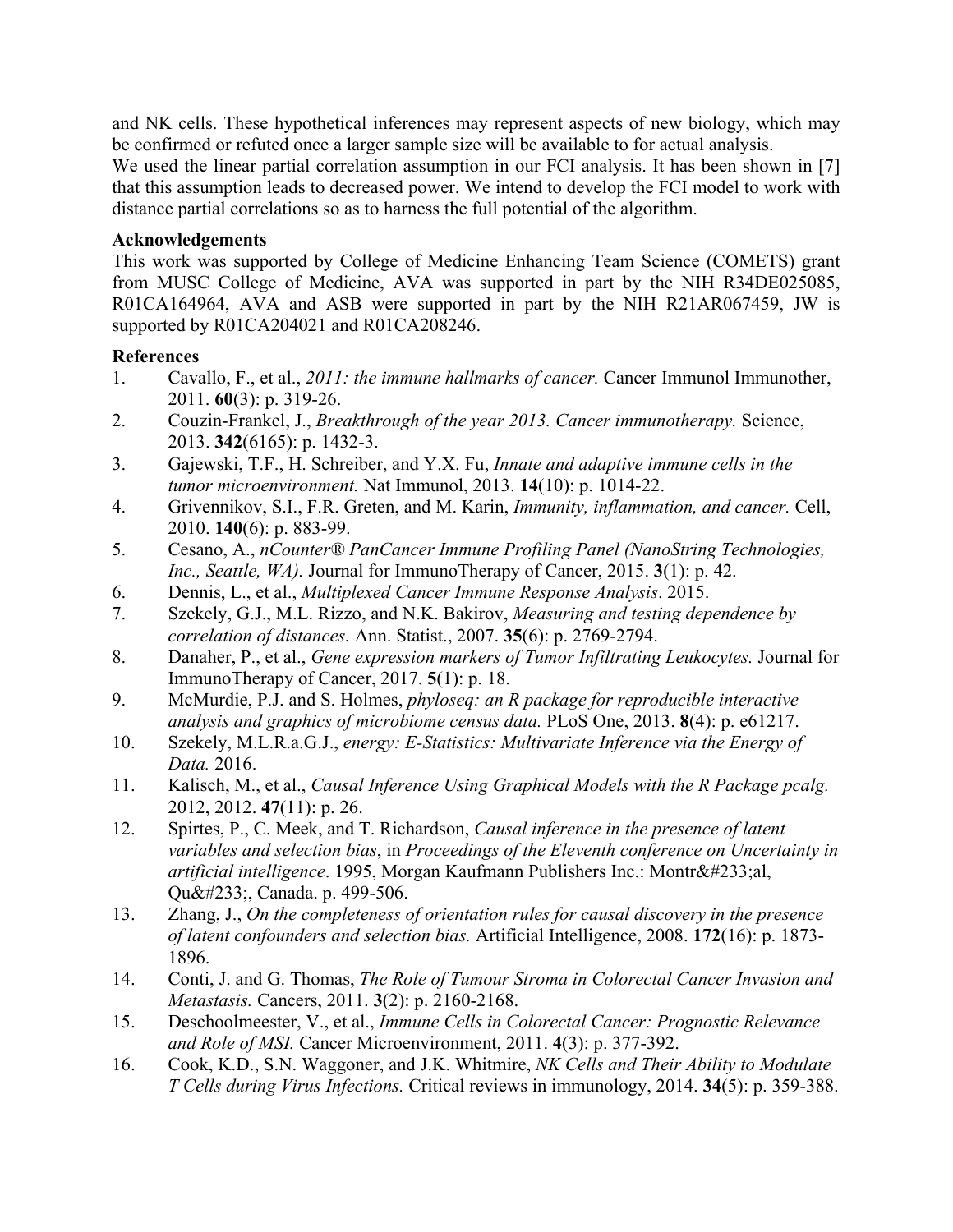and NK cells. These hypothetical inferences may represent aspects of new biology, which may be confirmed or refuted once a larger sample size will be available to for actual analysis.
We used the linear partial correlation assumption in our FCI analysis. It has been shown in [7] that this assumption leads to decreased power. We intend to develop the FCI model to work with distance partial correlations so as to harness the full potential of the algorithm.

**Acknowledgements**

This work was supported by College of Medicine Enhancing Team Science (COMETS) grant from MUSC College of Medicine, AVA was supported in part by the NIH R34DE025085, R01CA164964, AVA and ASB were supported in part by the NIH R21AR067459, JW is supported by R01CA204021 and R01CA208246.

**References**

1. Cavallo, F., et al., *2011: the immune hallmarks of cancer.* Cancer Immunol Immunother, 2011. **60**(3): p. 319-26.
2. Couzin-Frankel, J., *Breakthrough of the year 2013. Cancer immunotherapy.* Science, 2013. **342**(6165): p. 1432-3.
3. Gajewski, T.F., H. Schreiber, and Y.X. Fu, *Innate and adaptive immune cells in the tumor microenvironment.* Nat Immunol, 2013. **14**(10): p. 1014-22.
4. Grivennikov, S.I., F.R. Greten, and M. Karin, *Immunity, inflammation, and cancer.* Cell, 2010. **140**(6): p. 883-99.
5. Cesano, A., *nCounter® PanCancer Immune Profiling Panel (NanoString Technologies, Inc., Seattle, WA).* Journal for ImmunoTherapy of Cancer, 2015. **3**(1): p. 42.
6. Dennis, L., et al., *Multiplexed Cancer Immune Response Analysis*. 2015.
7. Szekely, G.J., M.L. Rizzo, and N.K. Bakirov, *Measuring and testing dependence by correlation of distances.* Ann. Statist., 2007. **35**(6): p. 2769-2794.
8. Danaher, P., et al., *Gene expression markers of Tumor Infiltrating Leukocytes.* Journal for ImmunoTherapy of Cancer, 2017. **5**(1): p. 18.
9. McMurdie, P.J. and S. Holmes, *phyloseq: an R package for reproducible interactive analysis and graphics of microbiome census data.* PLoS One, 2013. **8**(4): p. e61217.
10. Szekely, M.L.R.a.G.J., *energy: E-Statistics: Multivariate Inference via the Energy of Data.* 2016.
11. Kalisch, M., et al., *Causal Inference Using Graphical Models with the R Package pcalg.* 2012, 2012. **47**(11): p. 26.
12. Spirtes, P., C. Meek, and T. Richardson, *Causal inference in the presence of latent variables and selection bias*, in *Proceedings of the Eleventh conference on Uncertainty in artificial intelligence*. 1995, Morgan Kaufmann Publishers Inc.: Montr&#233;al, Qu&#233;, Canada. p. 499-506.
13. Zhang, J., *On the completeness of orientation rules for causal discovery in the presence of latent confounders and selection bias.* Artificial Intelligence, 2008. **172**(16): p. 1873-1896.
14. Conti, J. and G. Thomas, *The Role of Tumour Stroma in Colorectal Cancer Invasion and Metastasis.* Cancers, 2011. **3**(2): p. 2160-2168.
15. Deschoolmeester, V., et al., *Immune Cells in Colorectal Cancer: Prognostic Relevance and Role of MSI.* Cancer Microenvironment, 2011. **4**(3): p. 377-392.
16. Cook, K.D., S.N. Waggoner, and J.K. Whitmire, *NK Cells and Their Ability to Modulate T Cells during Virus Infections.* Critical reviews in immunology, 2014. **34**(5): p. 359-388.